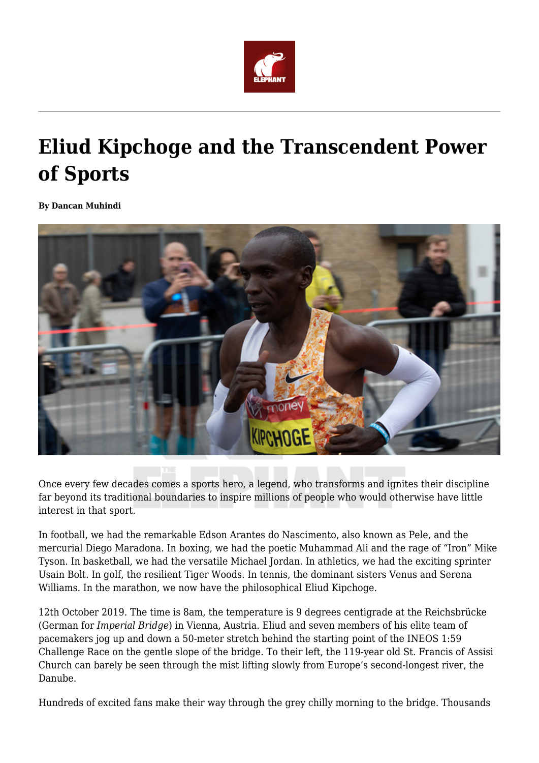# Eliud Kipchoge and the Transcendent Power of Sports

**By Dancan Muhindi**

Once every few decades comes a sports hero, a legend, who transforms and ignites their discipline far beyond its traditional boundaries to inspire millions of people who would otherwise have little interest in that sport.

In football, we had the remarkable Edson Arantes do Nascimento, also known as Pele, and the mercurial Diego Maradona. In boxing, we had the poetic Muhammad Ali and the rage of "Iron" Mike Tyson. In basketball, we had the versatile Michael Jordan. In athletics, we had the exciting sprinter Usain Bolt. In golf, the resilient Tiger Woods. In tennis, the dominant sisters Venus and Serena Williams. In the marathon, we now have the philosophical Eliud Kipchoge.

12th October 2019. The time is 8am, the temperature is 9 degrees centigrade at the Reichsbrücke (German for *Imperial Bridge*) in Vienna, Austria. Eliud and seven members of his elite team of pacemakers jog up and down a 50-meter stretch behind the starting point of the INEOS 1:59 Challenge Race on the gentle slope of the bridge. To their left, the 119-year old St. Francis of Assisi Church can barely be seen through the mist lifting slowly from Europe's second-longest river, the Danube.

Hundreds of excited fans make their way through the grey chilly morning to the bridge. Thousands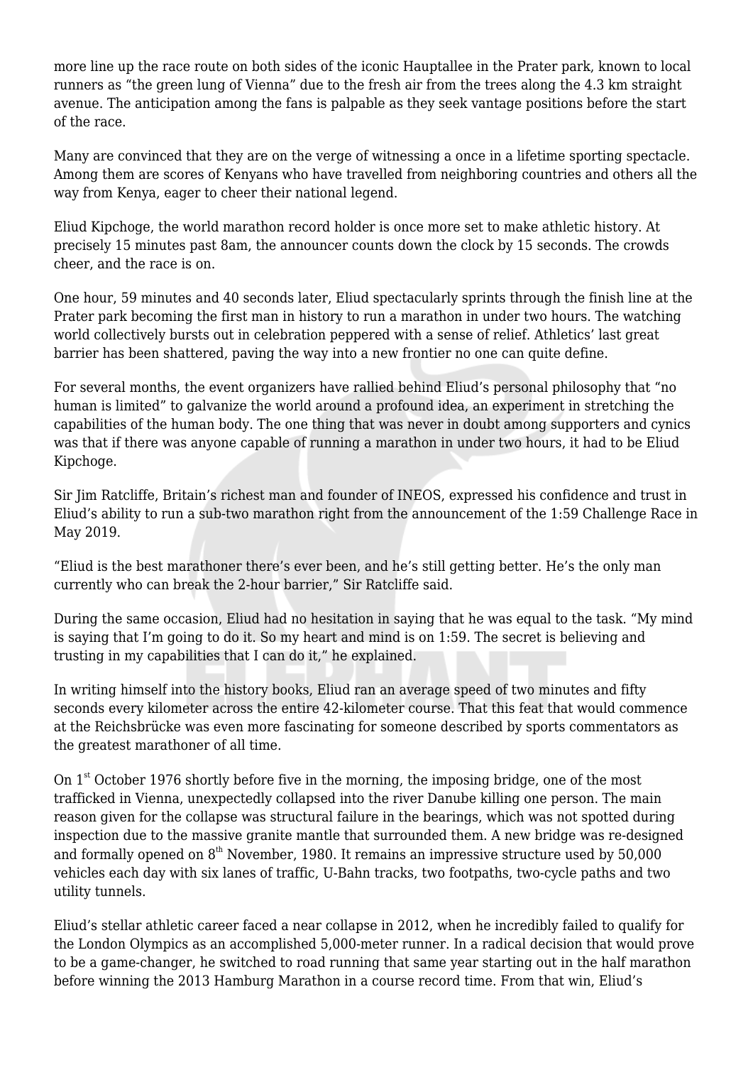more line up the race route on both sides of the iconic Hauptallee in the Prater park, known to local runners as "the green lung of Vienna" due to the fresh air from the trees along the 4.3 km straight avenue. The anticipation among the fans is palpable as they seek vantage positions before the start of the race.

Many are convinced that they are on the verge of witnessing a once in a lifetime sporting spectacle. Among them are scores of Kenyans who have travelled from neighboring countries and others all the way from Kenya, eager to cheer their national legend.

Eliud Kipchoge, the world marathon record holder is once more set to make athletic history. At precisely 15 minutes past 8am, the announcer counts down the clock by 15 seconds. The crowds cheer, and the race is on.

One hour, 59 minutes and 40 seconds later, Eliud spectacularly sprints through the finish line at the Prater park becoming the first man in history to run a marathon in under two hours. The watching world collectively bursts out in celebration peppered with a sense of relief. Athletics' last great barrier has been shattered, paving the way into a new frontier no one can quite define.

For several months, the event organizers have rallied behind Eliud's personal philosophy that "no human is limited" to galvanize the world around a profound idea, an experiment in stretching the capabilities of the human body. The one thing that was never in doubt among supporters and cynics was that if there was anyone capable of running a marathon in under two hours, it had to be Eliud Kipchoge.

Sir Jim Ratcliffe, Britain's richest man and founder of INEOS, expressed his confidence and trust in Eliud's ability to run a sub-two marathon right from the announcement of the 1:59 Challenge Race in May 2019.

"Eliud is the best marathoner there's ever been, and he's still getting better. He's the only man currently who can break the 2-hour barrier," Sir Ratcliffe said.

During the same occasion, Eliud had no hesitation in saying that he was equal to the task. "My mind is saying that I'm going to do it. So my heart and mind is on 1:59. The secret is believing and trusting in my capabilities that I can do it," he explained.

In writing himself into the history books, Eliud ran an average speed of two minutes and fifty seconds every kilometer across the entire 42-kilometer course. That this feat that would commence at the Reichsbrücke was even more fascinating for someone described by sports commentators as the greatest marathoner of all time.

On 1st October 1976 shortly before five in the morning, the imposing bridge, one of the most trafficked in Vienna, unexpectedly collapsed into the river Danube killing one person. The main reason given for the collapse was structural failure in the bearings, which was not spotted during inspection due to the massive granite mantle that surrounded them. A new bridge was re-designed and formally opened on 8th November, 1980. It remains an impressive structure used by 50,000 vehicles each day with six lanes of traffic, U-Bahn tracks, two footpaths, two-cycle paths and two utility tunnels.

Eliud's stellar athletic career faced a near collapse in 2012, when he incredibly failed to qualify for the London Olympics as an accomplished 5,000-meter runner. In a radical decision that would prove to be a game-changer, he switched to road running that same year starting out in the half marathon before winning the 2013 Hamburg Marathon in a course record time. From that win, Eliud's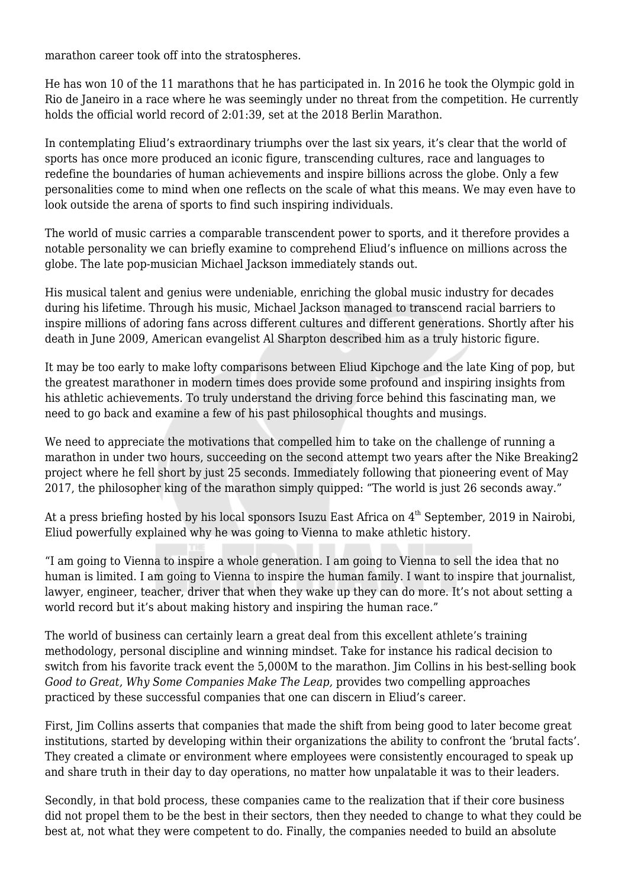marathon career took off into the stratospheres.

He has won 10 of the 11 marathons that he has participated in. In 2016 he took the Olympic gold in Rio de Janeiro in a race where he was seemingly under no threat from the competition. He currently holds the official world record of 2:01:39, set at the 2018 Berlin Marathon.

In contemplating Eliud's extraordinary triumphs over the last six years, it's clear that the world of sports has once more produced an iconic figure, transcending cultures, race and languages to redefine the boundaries of human achievements and inspire billions across the globe. Only a few personalities come to mind when one reflects on the scale of what this means. We may even have to look outside the arena of sports to find such inspiring individuals.

The world of music carries a comparable transcendent power to sports, and it therefore provides a notable personality we can briefly examine to comprehend Eliud's influence on millions across the globe. The late pop-musician Michael Jackson immediately stands out.

His musical talent and genius were undeniable, enriching the global music industry for decades during his lifetime. Through his music, Michael Jackson managed to transcend racial barriers to inspire millions of adoring fans across different cultures and different generations. Shortly after his death in June 2009, American evangelist Al Sharpton described him as a truly historic figure.

It may be too early to make lofty comparisons between Eliud Kipchoge and the late King of pop, but the greatest marathoner in modern times does provide some profound and inspiring insights from his athletic achievements. To truly understand the driving force behind this fascinating man, we need to go back and examine a few of his past philosophical thoughts and musings.

We need to appreciate the motivations that compelled him to take on the challenge of running a marathon in under two hours, succeeding on the second attempt two years after the Nike Breaking2 project where he fell short by just 25 seconds. Immediately following that pioneering event of May 2017, the philosopher king of the marathon simply quipped: "The world is just 26 seconds away."

At a press briefing hosted by his local sponsors Isuzu East Africa on 4th September, 2019 in Nairobi, Eliud powerfully explained why he was going to Vienna to make athletic history.

"I am going to Vienna to inspire a whole generation. I am going to Vienna to sell the idea that no human is limited. I am going to Vienna to inspire the human family. I want to inspire that journalist, lawyer, engineer, teacher, driver that when they wake up they can do more. It's not about setting a world record but it's about making history and inspiring the human race."

The world of business can certainly learn a great deal from this excellent athlete's training methodology, personal discipline and winning mindset. Take for instance his radical decision to switch from his favorite track event the 5,000M to the marathon. Jim Collins in his best-selling book *Good to Great, Why Some Companies Make The Leap,* provides two compelling approaches practiced by these successful companies that one can discern in Eliud's career.

First, Jim Collins asserts that companies that made the shift from being good to later become great institutions, started by developing within their organizations the ability to confront the 'brutal facts'. They created a climate or environment where employees were consistently encouraged to speak up and share truth in their day to day operations, no matter how unpalatable it was to their leaders.

Secondly, in that bold process, these companies came to the realization that if their core business did not propel them to be the best in their sectors, then they needed to change to what they could be best at, not what they were competent to do. Finally, the companies needed to build an absolute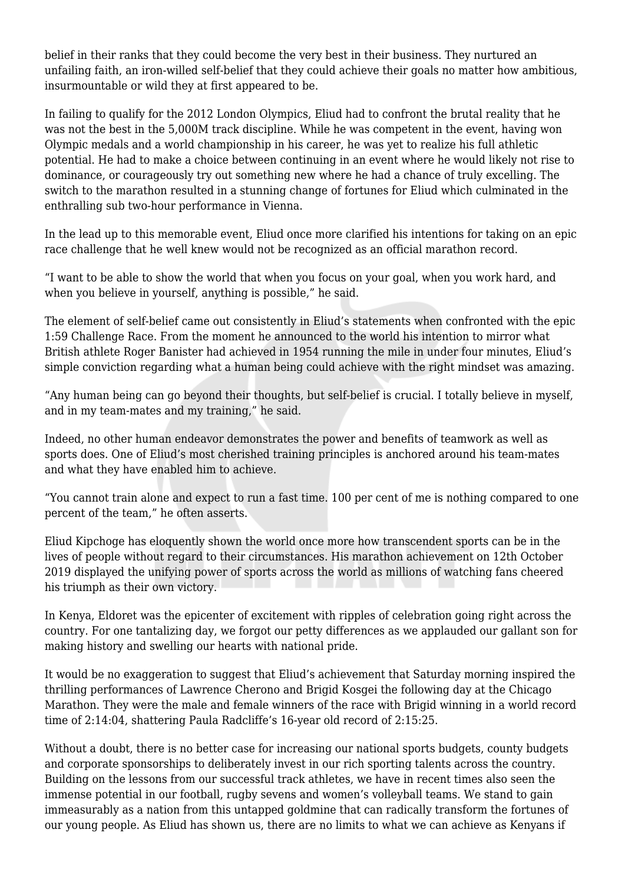belief in their ranks that they could become the very best in their business. They nurtured an unfailing faith, an iron-willed self-belief that they could achieve their goals no matter how ambitious, insurmountable or wild they at first appeared to be.

In failing to qualify for the 2012 London Olympics, Eliud had to confront the brutal reality that he was not the best in the 5,000M track discipline. While he was competent in the event, having won Olympic medals and a world championship in his career, he was yet to realize his full athletic potential. He had to make a choice between continuing in an event where he would likely not rise to dominance, or courageously try out something new where he had a chance of truly excelling. The switch to the marathon resulted in a stunning change of fortunes for Eliud which culminated in the enthralling sub two-hour performance in Vienna.

In the lead up to this memorable event, Eliud once more clarified his intentions for taking on an epic race challenge that he well knew would not be recognized as an official marathon record.

"I want to be able to show the world that when you focus on your goal, when you work hard, and when you believe in yourself, anything is possible," he said.

The element of self-belief came out consistently in Eliud's statements when confronted with the epic 1:59 Challenge Race. From the moment he announced to the world his intention to mirror what British athlete Roger Banister had achieved in 1954 running the mile in under four minutes, Eliud's simple conviction regarding what a human being could achieve with the right mindset was amazing.

"Any human being can go beyond their thoughts, but self-belief is crucial. I totally believe in myself, and in my team-mates and my training," he said.

Indeed, no other human endeavor demonstrates the power and benefits of teamwork as well as sports does. One of Eliud's most cherished training principles is anchored around his team-mates and what they have enabled him to achieve.

"You cannot train alone and expect to run a fast time. 100 per cent of me is nothing compared to one percent of the team," he often asserts.

Eliud Kipchoge has eloquently shown the world once more how transcendent sports can be in the lives of people without regard to their circumstances. His marathon achievement on 12th October 2019 displayed the unifying power of sports across the world as millions of watching fans cheered his triumph as their own victory.

In Kenya, Eldoret was the epicenter of excitement with ripples of celebration going right across the country. For one tantalizing day, we forgot our petty differences as we applauded our gallant son for making history and swelling our hearts with national pride.

It would be no exaggeration to suggest that Eliud's achievement that Saturday morning inspired the thrilling performances of Lawrence Cherono and Brigid Kosgei the following day at the Chicago Marathon. They were the male and female winners of the race with Brigid winning in a world record time of 2:14:04, shattering Paula Radcliffe's 16-year old record of 2:15:25.

Without a doubt, there is no better case for increasing our national sports budgets, county budgets and corporate sponsorships to deliberately invest in our rich sporting talents across the country. Building on the lessons from our successful track athletes, we have in recent times also seen the immense potential in our football, rugby sevens and women's volleyball teams. We stand to gain immeasurably as a nation from this untapped goldmine that can radically transform the fortunes of our young people. As Eliud has shown us, there are no limits to what we can achieve as Kenyans if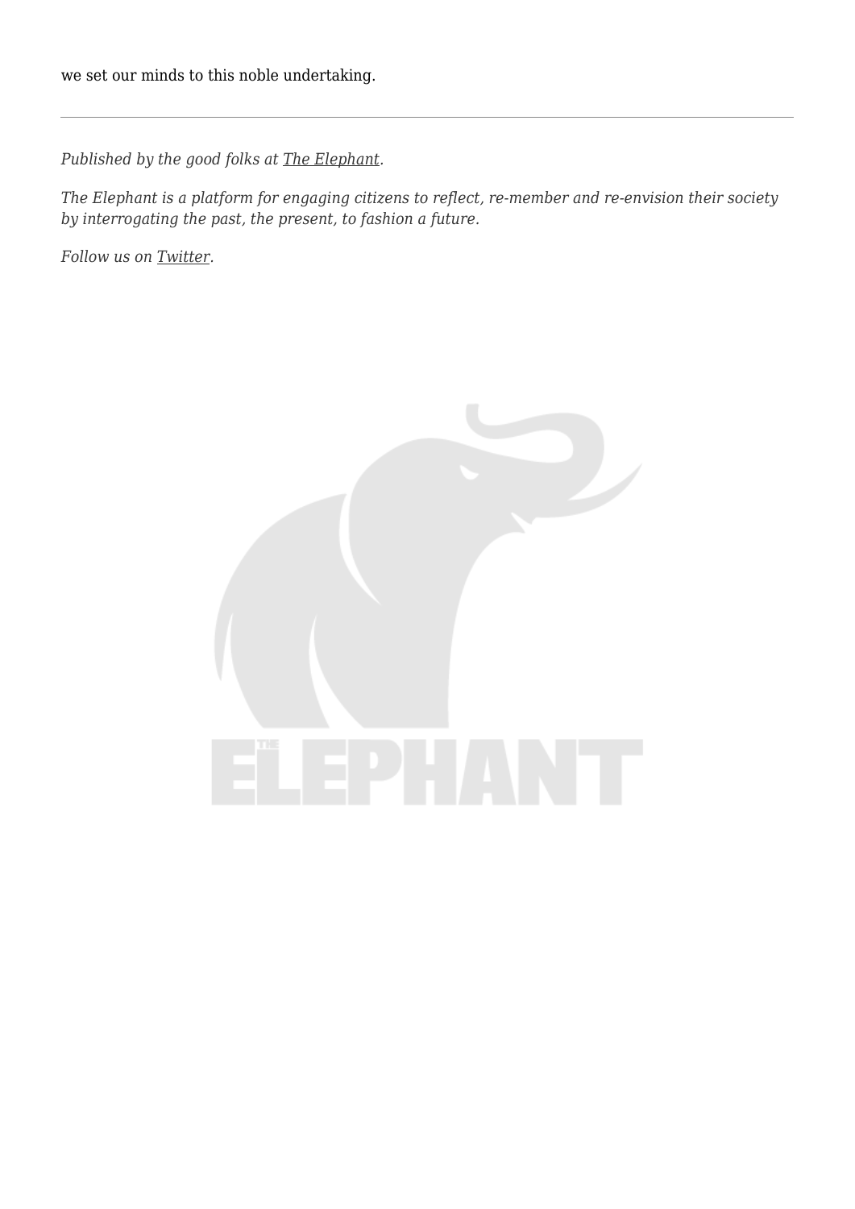we set our minds to this noble undertaking.

---

*Published by the good folks at The Elephant.*

*The Elephant is a platform for engaging citizens to reflect, re-member and re-envision their society by interrogating the past, the present, to fashion a future.*

*Follow us on Twitter.*